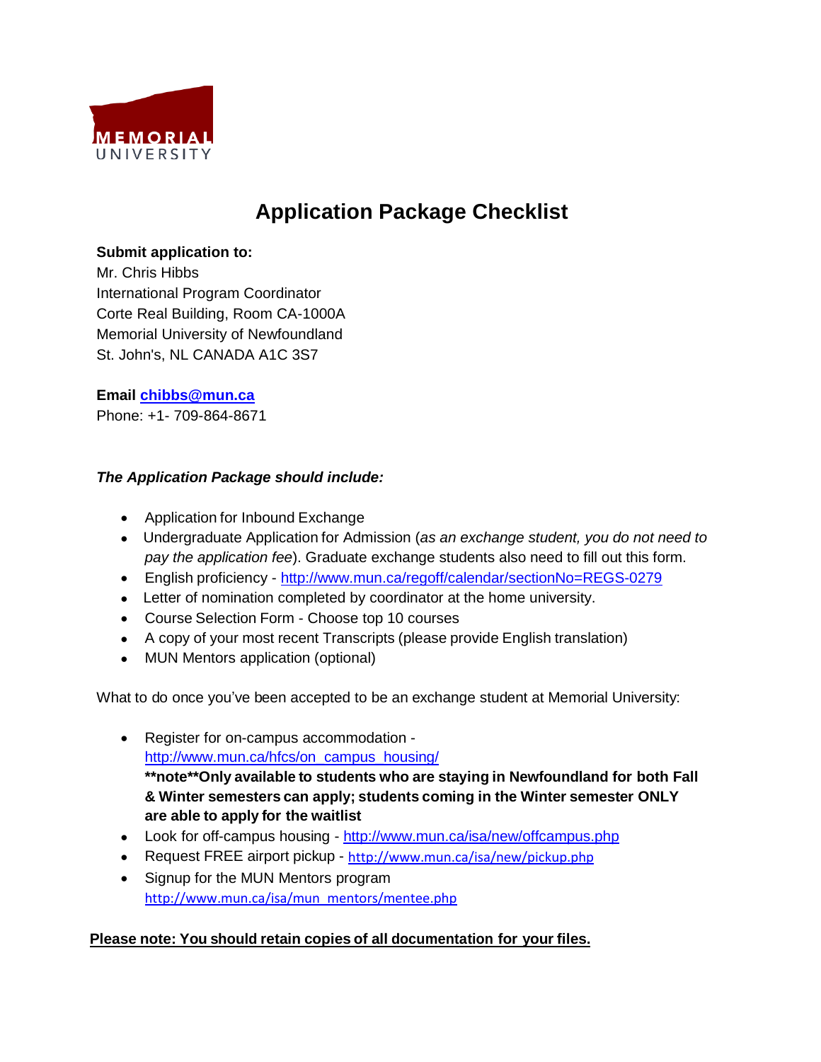MEMORIAL UNIVERSITY

# Application Package Checklist

**Submit application to:**
Mr. Chris Hibbs
International Program Coordinator
Corte Real Building, Room CA-1000A
Memorial University of Newfoundland
St. John's, NL CANADA A1C 3S7

**Email [chibbs@mun.ca](mailto:chibbs@mun.ca)**
Phone: +1- 709-864-8671

***The Application Package should include:***

- Application for Inbound Exchange
- Undergraduate Application for Admission (*as an exchange student, you do not need to pay the application fee*). Graduate exchange students also need to fill out this form.
- English proficiency - [http://www.mun.ca/regoff/calendar/sectionNo=REGS-0279](http://www.mun.ca/regoff/calendar/sectionNo=REGS-0279)
- Letter of nomination completed by coordinator at the home university.
- Course Selection Form - Choose top 10 courses
- A copy of your most recent Transcripts (please provide English translation)
- MUN Mentors application (optional)

What to do once you've been accepted to be an exchange student at Memorial University:

- Register for on-campus accommodation - [http://www.mun.ca/hfcs/on_campus_housing/](http://www.mun.ca/hfcs/on_campus_housing/)
  **\*\*note\*\*Only available to students who are staying in Newfoundland for both Fall & Winter semesters can apply; students coming in the Winter semester ONLY are able to apply for the waitlist**
- Look for off-campus housing - [http://www.mun.ca/isa/new/offcampus.php](http://www.mun.ca/isa/new/offcampus.php)
- Request FREE airport pickup - [http://www.mun.ca/isa/new/pickup.php](http://www.mun.ca/isa/new/pickup.php)
- Signup for the MUN Mentors program [http://www.mun.ca/isa/mun_mentors/mentee.php](http://www.mun.ca/isa/mun_mentors/mentee.php)

**Please note: You should retain copies of all documentation for your files.**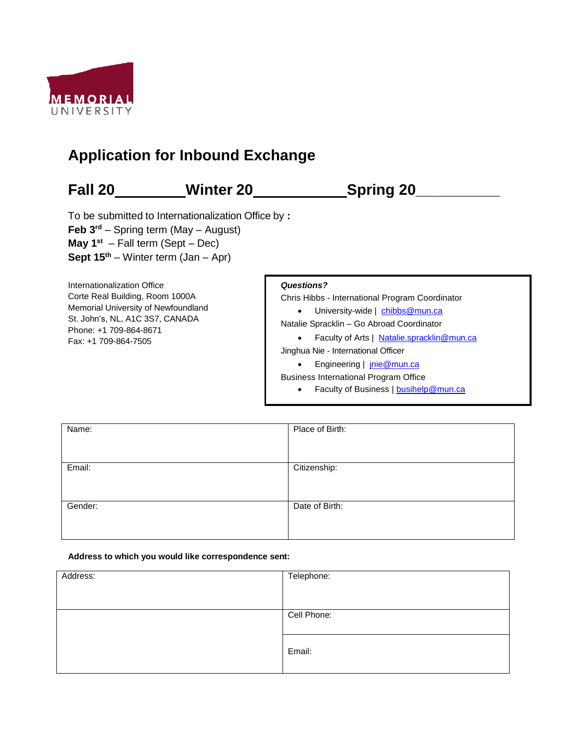MEMORIAL UNIVERSITY

# Application for Inbound Exchange

## Fall 20________ Winter 20___________ Spring 20__________

To be submitted to Internationalization Office by **:**
**Feb 3rd** – Spring term (May – August)
**May 1st** – Fall term (Sept – Dec)
**Sept 15th** – Winter term (Jan – Apr)

Internationalization Office
Corte Real Building, Room 1000A
Memorial University of Newfoundland
St. John's, NL, A1C 3S7, CANADA
Phone: +1 709-864-8671
Fax: +1 709-864-7505

***Questions?***

Chris Hibbs - International Program Coordinator

- University-wide | chibbs@mun.ca

Natalie Spracklin – Go Abroad Coordinator

- Faculty of Arts | Natalie.spracklin@mun.ca

Jinghua Nie - International Officer

- Engineering | jnie@mun.ca

Business International Program Office

- Faculty of Business | busihelp@mun.ca

| Name: | Place of Birth: |
|---|---|
| Email: | Citizenship: |
| Gender: | Date of Birth: |

**Address to which you would like correspondence sent:**

| Address: | Telephone: |
|---|---|
| | Cell Phone: |
| | Email: |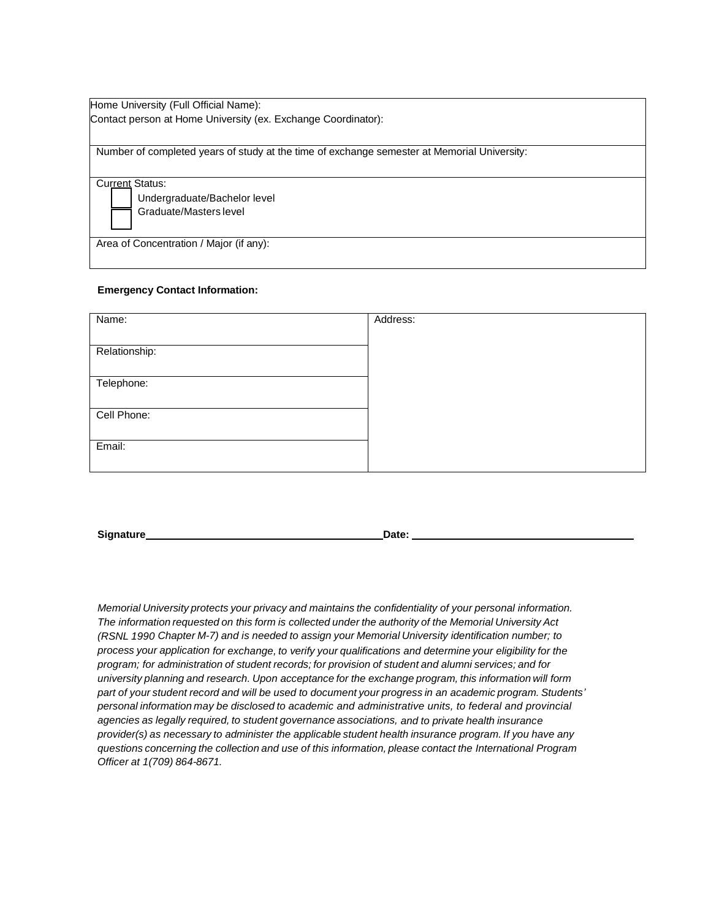| Home University (Full Official Name): <br> Contact person at Home University (ex. Exchange Coordinator): |
|---|
| Number of completed years of study at the time of exchange semester at Memorial University: |
| Current Status: <br> ☐ Undergraduate/Bachelor level <br> ☐ Graduate/Masters level |
| Area of Concentration / Major (if any): |

**Emergency Contact Information:**

| Name: | Address: |
|---|---|
| Relationship: | |
| Telephone: | |
| Cell Phone: | |
| Email: | |

**Signature**\_\_\_\_\_\_\_\_\_\_\_\_\_\_\_\_\_\_\_\_\_\_\_\_\_\_\_\_\_\_\_\_\_\_\_\_\_\_\_\_ **Date:** \_\_\_\_\_\_\_\_\_\_\_\_\_\_\_\_\_\_\_\_\_\_\_\_\_\_\_\_\_\_\_\_\_\_\_\_\_\_\_\_

*Memorial University protects your privacy and maintains the confidentiality of your personal information. The information requested on this form is collected under the authority of the Memorial University Act (RSNL 1990 Chapter M-7) and is needed to assign your Memorial University identification number; to process your application for exchange, to verify your qualifications and determine your eligibility for the program; for administration of student records; for provision of student and alumni services; and for university planning and research. Upon acceptance for the exchange program, this information will form part of your student record and will be used to document your progress in an academic program. Students' personal information may be disclosed to academic and administrative units, to federal and provincial agencies as legally required, to student governance associations, and to private health insurance provider(s) as necessary to administer the applicable student health insurance program. If you have any questions concerning the collection and use of this information, please contact the International Program Officer at 1(709) 864-8671.*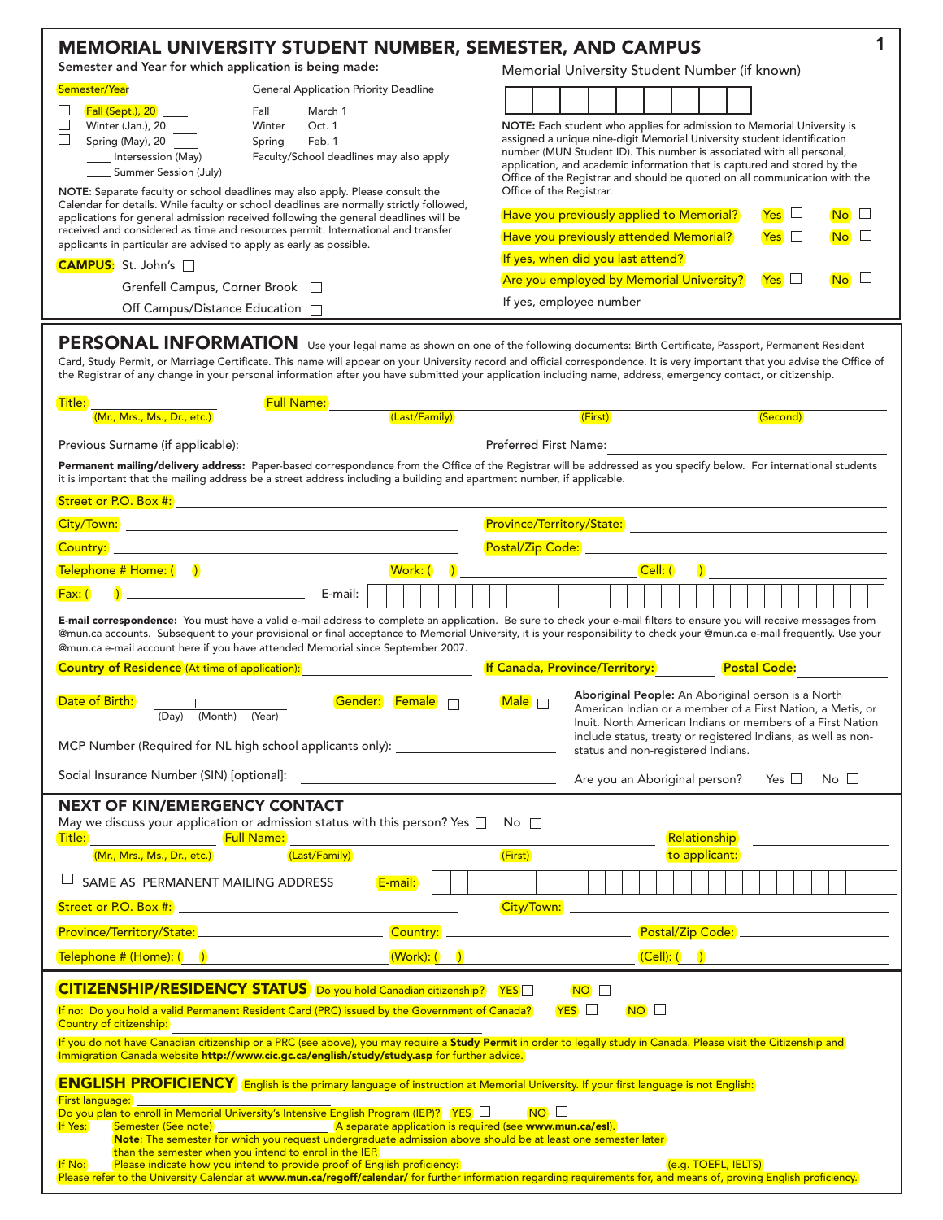# MEMORIAL UNIVERSITY STUDENT NUMBER, SEMESTER, AND CAMPUS

Semester and Year for which application is being made:

| Semester/Year | General Application Priority Deadline | |
|---|---|---|
| ☐ Fall (Sept.), 20 ____ | Fall | March 1 |
| ☐ Winter (Jan.), 20 ____ | Winter | Oct. 1 |
| ☐ Spring (May), 20 ____ | Spring | Feb. 1 |
| ____ Intersession (May) | Faculty/School deadlines may also apply | |
| ____ Summer Session (July) | | |

**NOTE**: Separate faculty or school deadlines may also apply. Please consult the Calendar for details. While faculty or school deadlines are normally strictly followed, applications for general admission received following the general deadlines will be received and considered as time and resources permit. International and transfer applicants in particular are advised to apply as early as possible.

**CAMPUS**: St. John's ☐

Grenfell Campus, Corner Brook ☐

Off Campus/Distance Education ☐

Memorial University Student Number (if known)

| | | | | | | | | |
|---|---|---|---|---|---|---|---|---|
| | | | | | | | | |

**NOTE:** Each student who applies for admission to Memorial University is assigned a unique nine-digit Memorial University student identification number (MUN Student ID). This number is associated with all personal, application, and academic information that is captured and stored by the Office of the Registrar and should be quoted on all communication with the Office of the Registrar.

Have you previously applied to Memorial? Yes ☐ No ☐

Have you previously attended Memorial? Yes ☐ No ☐

If yes, when did you last attend? ____________

Are you employed by Memorial University? Yes ☐ No ☐

If yes, employee number ____________

# PERSONAL INFORMATION

Use your legal name as shown on one of the following documents: Birth Certificate, Passport, Permanent Resident Card, Study Permit, or Marriage Certificate. This name will appear on your University record and official correspondence. It is very important that you advise the Office of the Registrar of any change in your personal information after you have submitted your application including name, address, emergency contact, or citizenship.

Title: ____________ Full Name: ____________________________________________
(Mr., Mrs., Ms., Dr., etc.) (Last/Family) (First) (Second)

Previous Surname (if applicable): ____________ Preferred First Name: ____________

**Permanent mailing/delivery address:** Paper-based correspondence from the Office of the Registrar will be addressed as you specify below. For international students it is important that the mailing address be a street address including a building and apartment number, if applicable.

Street or P.O. Box #: ____________

City/Town: ____________ Province/Territory/State: ____________

Country: ____________ Postal/Zip Code: ____________

Telephone # Home: ( ) ____________ Work: ( ) ____________ Cell: ( ) ____________

Fax: ( ) ____________ E-mail: ____________

**E-mail correspondence:** You must have a valid e-mail address to complete an application. Be sure to check your e-mail filters to ensure you will receive messages from @mun.ca accounts. Subsequent to your provisional or final acceptance to Memorial University, it is your responsibility to check your @mun.ca e-mail frequently. Use your @mun.ca e-mail account here if you have attended Memorial since September 2007.

Country of Residence (At time of application): ____________ If Canada, Province/Territory: ____________ Postal Code: ____________

Date of Birth: ____ | ____ | ____ (Day) (Month) (Year) Gender: Female ☐ Male ☐

MCP Number (Required for NL high school applicants only): ____________

Social Insurance Number (SIN) [optional]: ____________

**Aboriginal People:** An Aboriginal person is a North American Indian or a member of a First Nation, a Metis, or Inuit. North American Indians or members of a First Nation include status, treaty or registered Indians, as well as non-status and non-registered Indians.

Are you an Aboriginal person? Yes ☐ No ☐

## NEXT OF KIN/EMERGENCY CONTACT

May we discuss your application or admission status with this person? Yes ☐ No ☐

Title: ____________ Full Name: ____________________________ Relationship to applicant: ____________
(Mr., Mrs., Ms., Dr., etc.) (Last/Family) (First)

☐ SAME AS PERMANENT MAILING ADDRESS E-mail: ____________

Street or P.O. Box #: ____________ City/Town: ____________

Province/Territory/State: ____________ Country: ____________ Postal/Zip Code: ____________

Telephone # (Home): ( ) ____________ (Work): ( ) ____________ (Cell): ( ) ____________

## CITIZENSHIP/RESIDENCY STATUS

Do you hold Canadian citizenship? YES ☐ NO ☐

If no: Do you hold a valid Permanent Resident Card (PRC) issued by the Government of Canada? YES ☐ NO ☐

Country of citizenship: ____________

If you do not have Canadian citizenship or a PRC (see above), you may require a **Study Permit** in order to legally study in Canada. Please visit the Citizenship and Immigration Canada website **http://www.cic.gc.ca/english/study/study.asp** for further advice.

## ENGLISH PROFICIENCY

English is the primary language of instruction at Memorial University. If your first language is not English:

First language: ____________

Do you plan to enroll in Memorial University's Intensive English Program (IEP)? YES ☐ NO ☐

If Yes: Semester (See note) ____________ A separate application is required (see **www.mun.ca/esl**).
**Note**: The semester for which you request undergraduate admission above should be at least one semester later than the semester when you intend to enrol in the IEP.

If No: Please indicate how you intend to provide proof of English proficiency: ____________ (e.g. TOEFL, IELTS)

Please refer to the University Calendar at **www.mun.ca/regoff/calendar/** for further information regarding requirements for, and means of, proving English proficiency.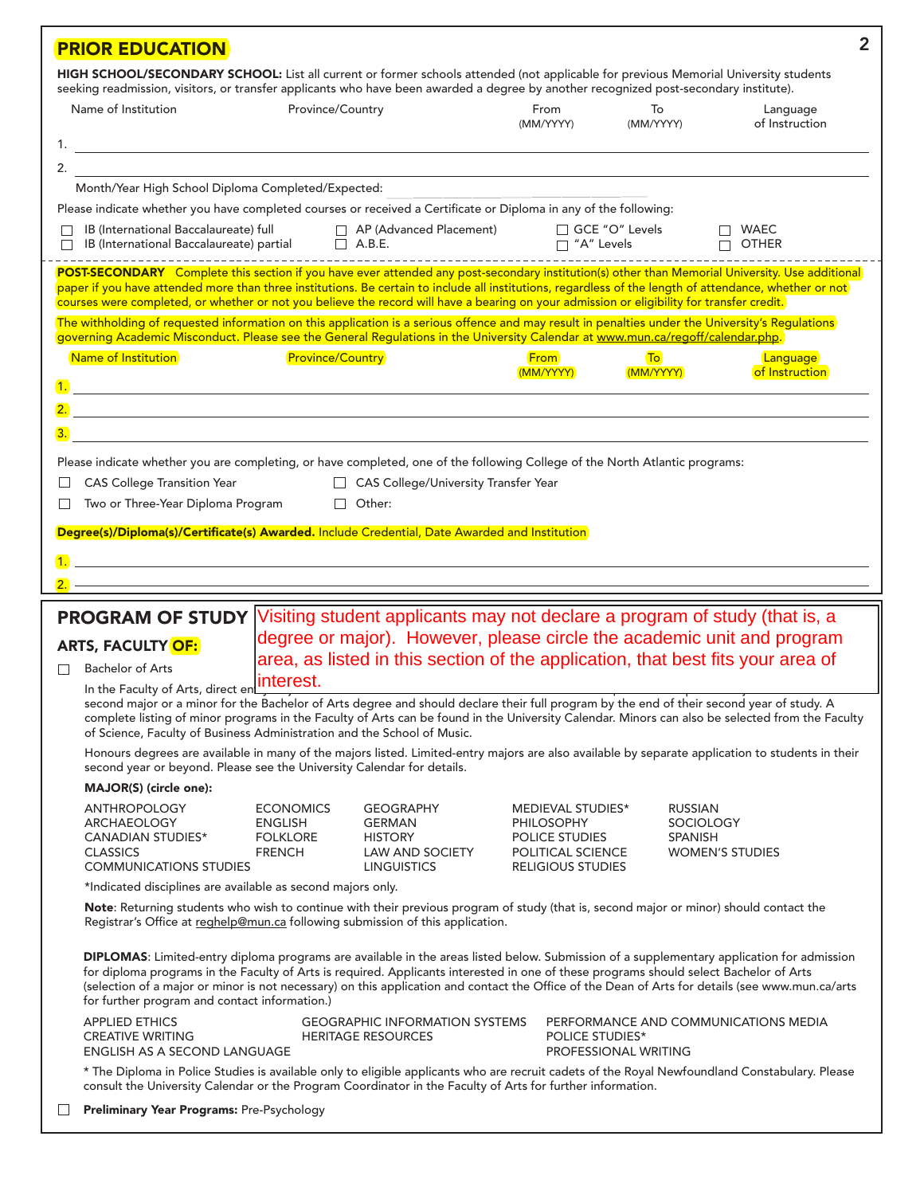## PRIOR EDUCATION

**HIGH SCHOOL/SECONDARY SCHOOL:** List all current or former schools attended (not applicable for previous Memorial University students seeking readmission, visitors, or transfer applicants who have been awarded a degree by another recognized post-secondary institute).

| | Name of Institution | Province/Country | From (MM/YYYY) | To (MM/YYYY) | Language of Instruction |
|---|---|---|---|---|---|
| 1. | | | | | |
| 2. | | | | | |

Month/Year High School Diploma Completed/Expected:

Please indicate whether you have completed courses or received a Certificate or Diploma in any of the following:

☐ IB (International Baccalaureate) full
☐ IB (International Baccalaureate) partial
☐ AP (Advanced Placement)
☐ A.B.E.
☐ GCE "O" Levels
☐ "A" Levels
☐ WAEC
☐ OTHER

**POST-SECONDARY** Complete this section if you have ever attended any post-secondary institution(s) other than Memorial University. Use additional paper if you have attended more than three institutions. Be certain to include all institutions, regardless of the length of attendance, whether or not courses were completed, or whether or not you believe the record will have a bearing on your admission or eligibility for transfer credit.

The withholding of requested information on this application is a serious offence and may result in penalties under the University's Regulations governing Academic Misconduct. Please see the General Regulations in the University Calendar at www.mun.ca/regoff/calendar.php.

| | Name of Institution | Province/Country | From (MM/YYYY) | To (MM/YYYY) | Language of Instruction |
|---|---|---|---|---|---|
| 1. | | | | | |
| 2. | | | | | |
| 3. | | | | | |

Please indicate whether you are completing, or have completed, one of the following College of the North Atlantic programs:

☐ CAS College Transition Year
☐ CAS College/University Transfer Year
☐ Two or Three-Year Diploma Program
☐ Other:

**Degree(s)/Diploma(s)/Certificate(s) Awarded.** Include Credential, Date Awarded and Institution

1.

2.

## PROGRAM OF STUDY

Visiting student applicants may not declare a program of study (that is, a degree or major). However, please circle the academic unit and program area, as listed in this section of the application, that best fits your area of interest.

### ARTS, FACULTY OF:

☐ Bachelor of Arts

In the Faculty of Arts, direct en... second major or a minor for the Bachelor of Arts degree and should declare their full program by the end of their second year of study. A complete listing of minor programs in the Faculty of Arts can be found in the University Calendar. Minors can also be selected from the Faculty of Science, Faculty of Business Administration and the School of Music.

Honours degrees are available in many of the majors listed. Limited-entry majors are also available by separate application to students in their second year or beyond. Please see the University Calendar for details.

**MAJOR(S) (circle one):**

ANTHROPOLOGY
ARCHAEOLOGY
CANADIAN STUDIES*
CLASSICS
COMMUNICATIONS STUDIES
ECONOMICS
ENGLISH
FOLKLORE
FRENCH
GEOGRAPHY
GERMAN
HISTORY
LAW AND SOCIETY
LINGUISTICS
MEDIEVAL STUDIES*
PHILOSOPHY
POLICE STUDIES
POLITICAL SCIENCE
RELIGIOUS STUDIES
RUSSIAN
SOCIOLOGY
SPANISH
WOMEN'S STUDIES

*Indicated disciplines are available as second majors only.

**Note**: Returning students who wish to continue with their previous program of study (that is, second major or minor) should contact the Registrar's Office at reghelp@mun.ca following submission of this application.

**DIPLOMAS**: Limited-entry diploma programs are available in the areas listed below. Submission of a supplementary application for admission for diploma programs in the Faculty of Arts is required. Applicants interested in one of these programs should select Bachelor of Arts (selection of a major or minor is not necessary) on this application and contact the Office of the Dean of Arts for details (see www.mun.ca/arts for further program and contact information.)

APPLIED ETHICS
CREATIVE WRITING
ENGLISH AS A SECOND LANGUAGE
GEOGRAPHIC INFORMATION SYSTEMS
HERITAGE RESOURCES
PERFORMANCE AND COMMUNICATIONS MEDIA
POLICE STUDIES*
PROFESSIONAL WRITING

* The Diploma in Police Studies is available only to eligible applicants who are recruit cadets of the Royal Newfoundland Constabulary. Please consult the University Calendar or the Program Coordinator in the Faculty of Arts for further information.

☐ **Preliminary Year Programs:** Pre-Psychology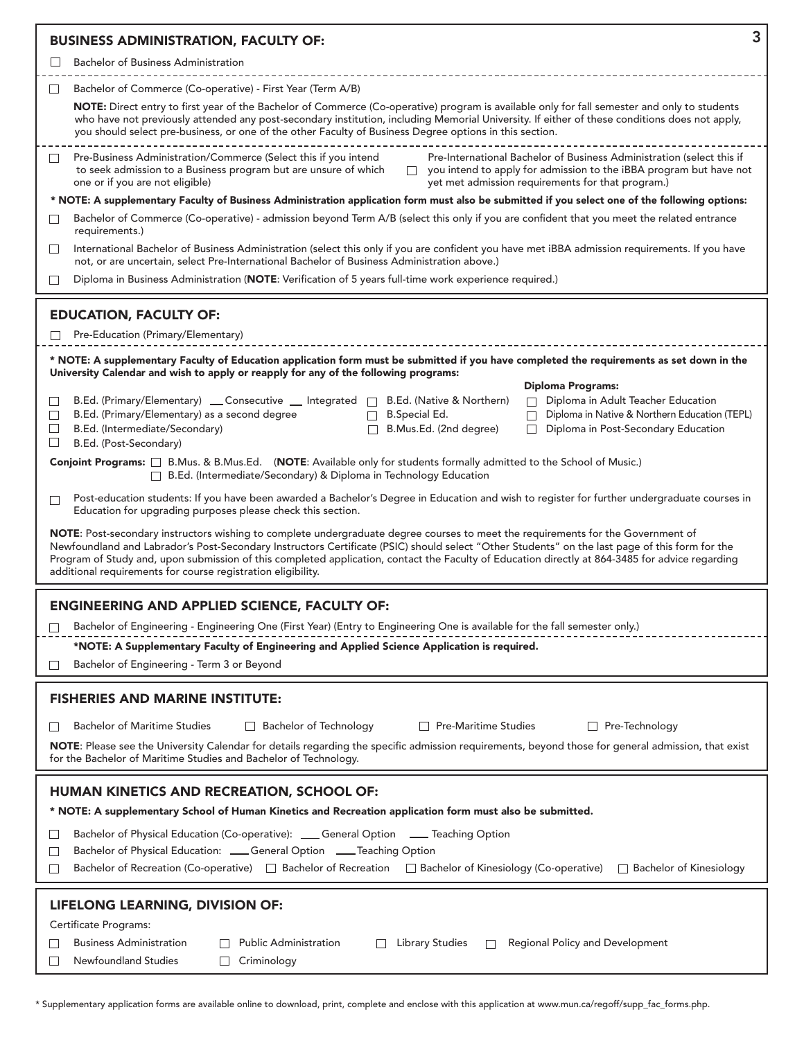## BUSINESS ADMINISTRATION, FACULTY OF:

☐ Bachelor of Business Administration

☐ Bachelor of Commerce (Co-operative) - First Year (Term A/B)

**NOTE:** Direct entry to first year of the Bachelor of Commerce (Co-operative) program is available only for fall semester and only to students who have not previously attended any post-secondary institution, including Memorial University. If either of these conditions does not apply, you should select pre-business, or one of the other Faculty of Business Degree options in this section.

☐ Pre-Business Administration/Commerce (Select this if you intend to seek admission to a Business program but are unsure of which one or if you are not eligible)

☐ Pre-International Bachelor of Business Administration (select this if you intend to apply for admission to the iBBA program but have not yet met admission requirements for that program.)

**\* NOTE: A supplementary Faculty of Business Administration application form must also be submitted if you select one of the following options:**

☐ Bachelor of Commerce (Co-operative) - admission beyond Term A/B (select this only if you are confident that you meet the related entrance requirements.)

☐ International Bachelor of Business Administration (select this only if you are confident you have met iBBA admission requirements. If you have not, or are uncertain, select Pre-International Bachelor of Business Administration above.)

☐ Diploma in Business Administration (**NOTE**: Verification of 5 years full-time work experience required.)

## EDUCATION, FACULTY OF:

☐ Pre-Education (Primary/Elementary)

**\* NOTE: A supplementary Faculty of Education application form must be submitted if you have completed the requirements as set down in the University Calendar and wish to apply or reapply for any of the following programs:**

☐ B.Ed. (Primary/Elementary) ___ Consecutive ___ Integrated
☐ B.Ed. (Primary/Elementary) as a second degree
☐ B.Ed. (Intermediate/Secondary)
☐ B.Ed. (Post-Secondary)

☐ B.Ed. (Native & Northern)
☐ B.Special Ed.
☐ B.Mus.Ed. (2nd degree)

**Diploma Programs:**

☐ Diploma in Adult Teacher Education
☐ Diploma in Native & Northern Education (TEPL)
☐ Diploma in Post-Secondary Education

**Conjoint Programs:** ☐ B.Mus. & B.Mus.Ed. (**NOTE**: Available only for students formally admitted to the School of Music.)
☐ B.Ed. (Intermediate/Secondary) & Diploma in Technology Education

☐ Post-education students: If you have been awarded a Bachelor's Degree in Education and wish to register for further undergraduate courses in Education for upgrading purposes please check this section.

**NOTE**: Post-secondary instructors wishing to complete undergraduate degree courses to meet the requirements for the Government of Newfoundland and Labrador's Post-Secondary Instructors Certificate (PSIC) should select "Other Students" on the last page of this form for the Program of Study and, upon submission of this completed application, contact the Faculty of Education directly at 864-3485 for advice regarding additional requirements for course registration eligibility.

## ENGINEERING AND APPLIED SCIENCE, FACULTY OF:

☐ Bachelor of Engineering - Engineering One (First Year) (Entry to Engineering One is available for the fall semester only.)

**\*NOTE: A Supplementary Faculty of Engineering and Applied Science Application is required.**

☐ Bachelor of Engineering - Term 3 or Beyond

## FISHERIES AND MARINE INSTITUTE:

☐ Bachelor of Maritime Studies ☐ Bachelor of Technology ☐ Pre-Maritime Studies ☐ Pre-Technology

**NOTE**: Please see the University Calendar for details regarding the specific admission requirements, beyond those for general admission, that exist for the Bachelor of Maritime Studies and Bachelor of Technology.

## HUMAN KINETICS AND RECREATION, SCHOOL OF:

**\* NOTE: A supplementary School of Human Kinetics and Recreation application form must also be submitted.**

☐ Bachelor of Physical Education (Co-operative): ___ General Option ___ Teaching Option
☐ Bachelor of Physical Education: ___ General Option ___ Teaching Option
☐ Bachelor of Recreation (Co-operative) ☐ Bachelor of Recreation ☐ Bachelor of Kinesiology (Co-operative) ☐ Bachelor of Kinesiology

## LIFELONG LEARNING, DIVISION OF:

Certificate Programs:

☐ Business Administration ☐ Public Administration ☐ Library Studies ☐ Regional Policy and Development
☐ Newfoundland Studies ☐ Criminology

\* Supplementary application forms are available online to download, print, complete and enclose with this application at www.mun.ca/regoff/supp_fac_forms.php.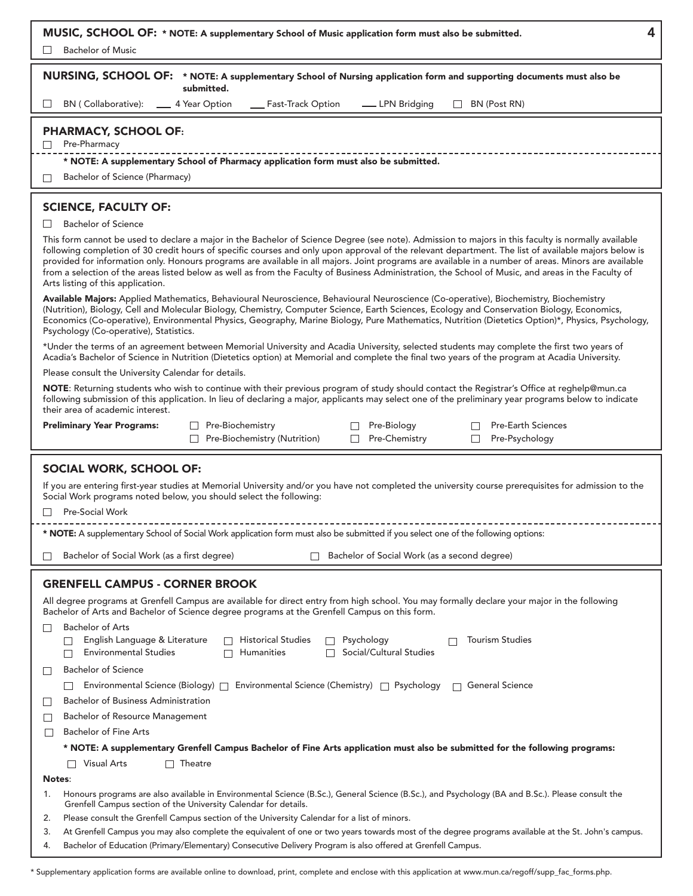## MUSIC, SCHOOL OF: * NOTE: A supplementary School of Music application form must also be submitted.

☐ Bachelor of Music

## NURSING, SCHOOL OF: * NOTE: A supplementary School of Nursing application form and supporting documents must also be submitted.

☐ BN ( Collaborative): ___ 4 Year Option ___ Fast-Track Option ___ LPN Bridging ☐ BN (Post RN)

## PHARMACY, SCHOOL OF:

☐ Pre-Pharmacy

**\* NOTE: A supplementary School of Pharmacy application form must also be submitted.**

☐ Bachelor of Science (Pharmacy)

## SCIENCE, FACULTY OF:

☐ Bachelor of Science

This form cannot be used to declare a major in the Bachelor of Science Degree (see note). Admission to majors in this faculty is normally available following completion of 30 credit hours of specific courses and only upon approval of the relevant department. The list of available majors below is provided for information only. Honours programs are available in all majors. Joint programs are available in a number of areas. Minors are available from a selection of the areas listed below as well as from the Faculty of Business Administration, the School of Music, and areas in the Faculty of Arts listing of this application.

**Available Majors:** Applied Mathematics, Behavioural Neuroscience, Behavioural Neuroscience (Co-operative), Biochemistry, Biochemistry (Nutrition), Biology, Cell and Molecular Biology, Chemistry, Computer Science, Earth Sciences, Ecology and Conservation Biology, Economics, Economics (Co-operative), Environmental Physics, Geography, Marine Biology, Pure Mathematics, Nutrition (Dietetics Option)*, Physics, Psychology, Psychology (Co-operative), Statistics.

*Under the terms of an agreement between Memorial University and Acadia University, selected students may complete the first two years of Acadia's Bachelor of Science in Nutrition (Dietetics option) at Memorial and complete the final two years of the program at Acadia University.

Please consult the University Calendar for details.

**NOTE**: Returning students who wish to continue with their previous program of study should contact the Registrar's Office at reghelp@mun.ca following submission of this application. In lieu of declaring a major, applicants may select one of the preliminary year programs below to indicate their area of academic interest.

**Preliminary Year Programs:**
☐ Pre-Biochemistry ☐ Pre-Biology ☐ Pre-Earth Sciences
☐ Pre-Biochemistry (Nutrition) ☐ Pre-Chemistry ☐ Pre-Psychology

## SOCIAL WORK, SCHOOL OF:

If you are entering first-year studies at Memorial University and/or you have not completed the university course prerequisites for admission to the Social Work programs noted below, you should select the following:

☐ Pre-Social Work

**\* NOTE:** A supplementary School of Social Work application form must also be submitted if you select one of the following options:

☐ Bachelor of Social Work (as a first degree) ☐ Bachelor of Social Work (as a second degree)

## GRENFELL CAMPUS - CORNER BROOK

All degree programs at Grenfell Campus are available for direct entry from high school. You may formally declare your major in the following Bachelor of Arts and Bachelor of Science degree programs at the Grenfell Campus on this form.

☐ Bachelor of Arts
- ☐ English Language & Literature ☐ Historical Studies ☐ Psychology ☐ Tourism Studies
- ☐ Environmental Studies ☐ Humanities ☐ Social/Cultural Studies

☐ Bachelor of Science
- ☐ Environmental Science (Biology) ☐ Environmental Science (Chemistry) ☐ Psychology ☐ General Science

☐ Bachelor of Business Administration

☐ Bachelor of Resource Management

☐ Bachelor of Fine Arts

**\* NOTE: A supplementary Grenfell Campus Bachelor of Fine Arts application must also be submitted for the following programs:**

☐ Visual Arts ☐ Theatre

**Notes**:

1. Honours programs are also available in Environmental Science (B.Sc.), General Science (B.Sc.), and Psychology (BA and B.Sc.). Please consult the Grenfell Campus section of the University Calendar for details.
2. Please consult the Grenfell Campus section of the University Calendar for a list of minors.
3. At Grenfell Campus you may also complete the equivalent of one or two years towards most of the degree programs available at the St. John's campus.
4. Bachelor of Education (Primary/Elementary) Consecutive Delivery Program is also offered at Grenfell Campus.

\* Supplementary application forms are available online to download, print, complete and enclose with this application at www.mun.ca/regoff/supp_fac_forms.php.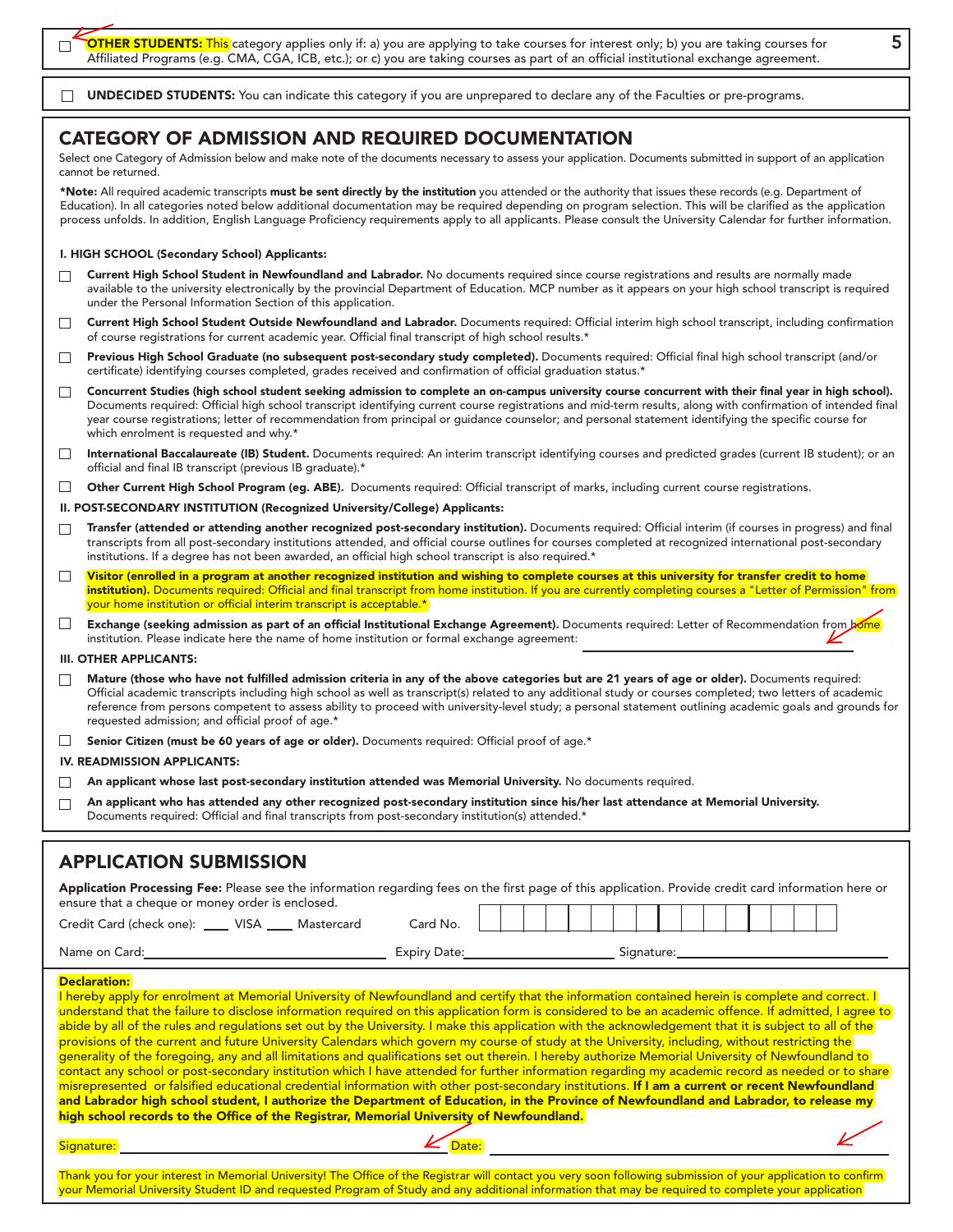☐ **OTHER STUDENTS:** This category applies only if: a) you are applying to take courses for interest only; b) you are taking courses for Affiliated Programs (e.g. CMA, CGA, ICB, etc.); or c) you are taking courses as part of an official institutional exchange agreement.

☐ **UNDECIDED STUDENTS:** You can indicate this category if you are unprepared to declare any of the Faculties or pre-programs.

## CATEGORY OF ADMISSION AND REQUIRED DOCUMENTATION

Select one Category of Admission below and make note of the documents necessary to assess your application. Documents submitted in support of an application cannot be returned.

***Note:** All required academic transcripts **must be sent directly by the institution** you attended or the authority that issues these records (e.g. Department of Education). In all categories noted below additional documentation may be required depending on program selection. This will be clarified as the application process unfolds. In addition, English Language Proficiency requirements apply to all applicants. Please consult the University Calendar for further information.

**I. HIGH SCHOOL (Secondary School) Applicants:**

☐ **Current High School Student in Newfoundland and Labrador.** No documents required since course registrations and results are normally made available to the university electronically by the provincial Department of Education. MCP number as it appears on your high school transcript is required under the Personal Information Section of this application.

☐ **Current High School Student Outside Newfoundland and Labrador.** Documents required: Official interim high school transcript, including confirmation of course registrations for current academic year. Official final transcript of high school results.*

☐ **Previous High School Graduate (no subsequent post-secondary study completed).** Documents required: Official final high school transcript (and/or certificate) identifying courses completed, grades received and confirmation of official graduation status.*

☐ **Concurrent Studies (high school student seeking admission to complete an on-campus university course concurrent with their final year in high school).** Documents required: Official high school transcript identifying current course registrations and mid-term results, along with confirmation of intended final year course registrations; letter of recommendation from principal or guidance counselor; and personal statement identifying the specific course for which enrolment is requested and why.*

☐ **International Baccalaureate (IB) Student.** Documents required: An interim transcript identifying courses and predicted grades (current IB student); or an official and final IB transcript (previous IB graduate).*

☐ **Other Current High School Program (eg. ABE).** Documents required: Official transcript of marks, including current course registrations.

**II. POST-SECONDARY INSTITUTION (Recognized University/College) Applicants:**

☐ **Transfer (attended or attending another recognized post-secondary institution).** Documents required: Official interim (if courses in progress) and final transcripts from all post-secondary institutions attended, and official course outlines for courses completed at recognized international post-secondary institutions. If a degree has not been awarded, an official high school transcript is also required.*

☐ **Visitor (enrolled in a program at another recognized institution and wishing to complete courses at this university for transfer credit to home institution).** Documents required: Official and final transcript from home institution. If you are currently completing courses a "Letter of Permission" from your home institution or official interim transcript is acceptable.*

☐ **Exchange (seeking admission as part of an official Institutional Exchange Agreement).** Documents required: Letter of Recommendation from home institution. Please indicate here the name of home institution or formal exchange agreement: ______________________________

**III. OTHER APPLICANTS:**

☐ **Mature (those who have not fulfilled admission criteria in any of the above categories but are 21 years of age or older).** Documents required: Official academic transcripts including high school as well as transcript(s) related to any additional study or courses completed; two letters of academic reference from persons competent to assess ability to proceed with university-level study; a personal statement outlining academic goals and grounds for requested admission; and official proof of age.*

☐ **Senior Citizen (must be 60 years of age or older).** Documents required: Official proof of age.*

**IV. READMISSION APPLICANTS:**

☐ **An applicant whose last post-secondary institution attended was Memorial University.** No documents required.

☐ **An applicant who has attended any other recognized post-secondary institution since his/her last attendance at Memorial University.** Documents required: Official and final transcripts from post-secondary institution(s) attended.*

## APPLICATION SUBMISSION

**Application Processing Fee:** Please see the information regarding fees on the first page of this application. Provide credit card information here or ensure that a cheque or money order is enclosed.

Credit Card (check one): ____ VISA ____ Mastercard     Card No. ______________________

Name on Card: ______________________ Expiry Date: ______________ Signature: ______________________

**Declaration:**

I hereby apply for enrolment at Memorial University of Newfoundland and certify that the information contained herein is complete and correct. I understand that the failure to disclose information required on this application form is considered to be an academic offence. If admitted, I agree to abide by all of the rules and regulations set out by the University. I make this application with the acknowledgement that it is subject to all of the provisions of the current and future University Calendars which govern my course of study at the University, including, without restricting the generality of the foregoing, any and all limitations and qualifications set out therein. I hereby authorize Memorial University of Newfoundland to contact any school or post-secondary institution which I have attended for further information regarding my academic record as needed or to share misrepresented or falsified educational credential information with other post-secondary institutions. **If I am a current or recent Newfoundland and Labrador high school student, I authorize the Department of Education, in the Province of Newfoundland and Labrador, to release my high school records to the Office of the Registrar, Memorial University of Newfoundland.**

Signature: ______________________ Date: ______________________

Thank you for your interest in Memorial University! The Office of the Registrar will contact you very soon following submission of your application to confirm your Memorial University Student ID and requested Program of Study and any additional information that may be required to complete your application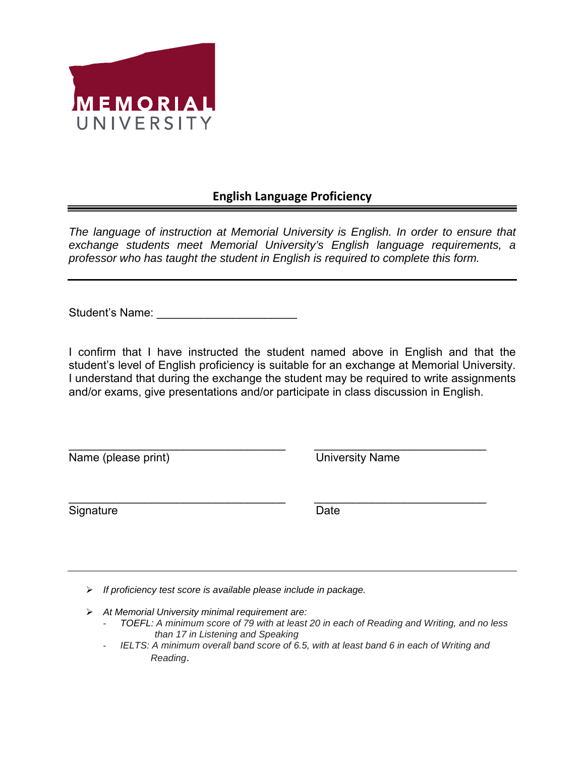MEMORIAL
UNIVERSITY

## English Language Proficiency

*The language of instruction at Memorial University is English. In order to ensure that exchange students meet Memorial University's English language requirements, a professor who has taught the student in English is required to complete this form.*

---

Student's Name: ______________________

I confirm that I have instructed the student named above in English and that the student's level of English proficiency is suitable for an exchange at Memorial University. I understand that during the exchange the student may be required to write assignments and/or exams, give presentations and/or participate in class discussion in English.

__________________________________ ___________________________
Name (please print) University Name

__________________________________ ___________________________
Signature Date

---

- *If proficiency test score is available please include in package.*
- *At Memorial University minimal requirement are:*
  - *TOEFL: A minimum score of 79 with at least 20 in each of Reading and Writing, and no less than 17 in Listening and Speaking*
  - *IELTS: A minimum overall band score of 6.5, with at least band 6 in each of Writing and Reading*.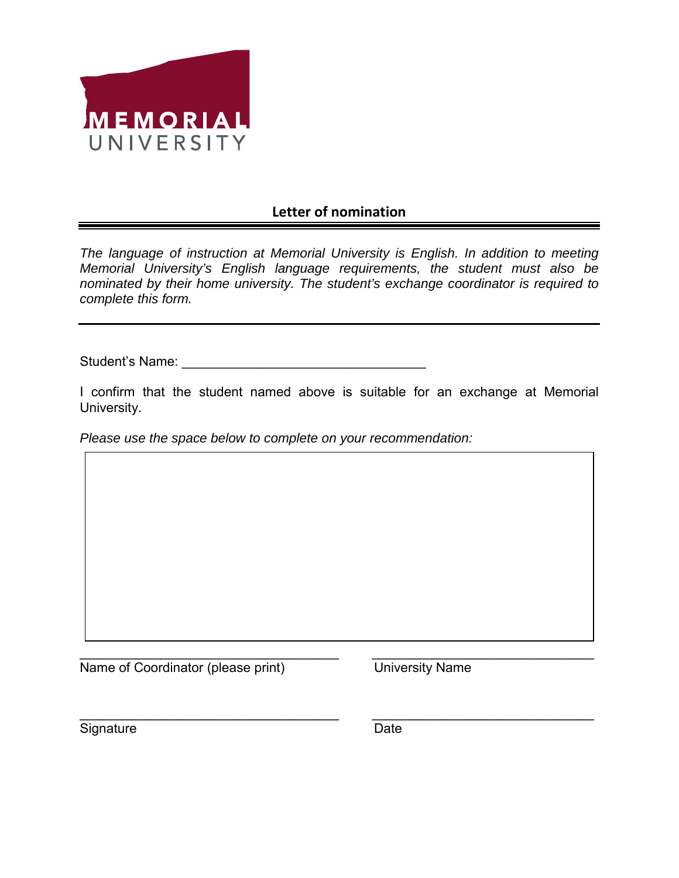MEMORIAL UNIVERSITY

## Letter of nomination

*The language of instruction at Memorial University is English. In addition to meeting Memorial University's English language requirements, the student must also be nominated by their home university. The student's exchange coordinator is required to complete this form.*

---

Student's Name: _________________________________

I confirm that the student named above is suitable for an exchange at Memorial University.

*Please use the space below to complete on your recommendation:*

| |
|---|
| |

___________________________________ ___________________________________

Name of Coordinator (please print) University Name

___________________________________ ___________________________________

Signature Date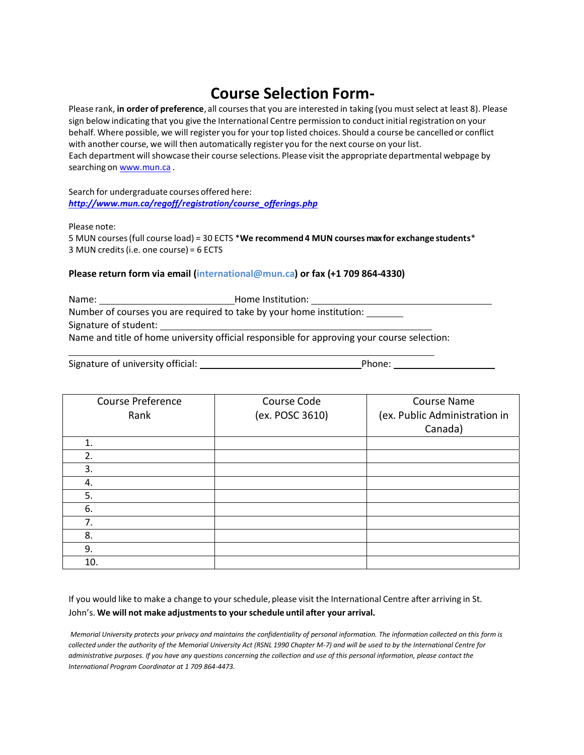# Course Selection Form-

Please rank, **in order of preference**, all courses that you are interested in taking (you must select at least 8). Please sign below indicating that you give the International Centre permission to conduct initial registration on your behalf. Where possible, we will register you for your top listed choices. Should a course be cancelled or conflict with another course, we will then automatically register you for the next course on your list.
Each department will showcase their course selections. Please visit the appropriate departmental webpage by searching on www.mun.ca .

Search for undergraduate courses offered here:
***http://www.mun.ca/regoff/registration/course_offerings.php***

Please note:
5 MUN courses (full course load) = 30 ECTS ***We recommend 4 MUN courses max for exchange students***
3 MUN credits (i.e. one course) = 6 ECTS

**Please return form via email (international@mun.ca) or fax (+1 709 864-4330)**

Name: ______________________ Home Institution: ______________________________
Number of courses you are required to take by your home institution: ______
Signature of student: ______________________________________________
Name and title of home university official responsible for approving your course selection:
________________________________________________________________
Signature of university official: ___________________________ Phone: _______________

| Course Preference Rank | Course Code (ex. POSC 3610) | Course Name (ex. Public Administration in Canada) |
|---|---|---|
| 1. | | |
| 2. | | |
| 3. | | |
| 4. | | |
| 5. | | |
| 6. | | |
| 7. | | |
| 8. | | |
| 9. | | |
| 10. | | |

If you would like to make a change to your schedule, please visit the International Centre after arriving in St. John's. **We will not make adjustments to your schedule until after your arrival.**

*Memorial University protects your privacy and maintains the confidentiality of personal information. The information collected on this form is collected under the authority of the Memorial University Act (RSNL 1990 Chapter M-7) and will be used to by the International Centre for administrative purposes. If you have any questions concerning the collection and use of this personal information, please contact the International Program Coordinator at 1 709 864-4473.*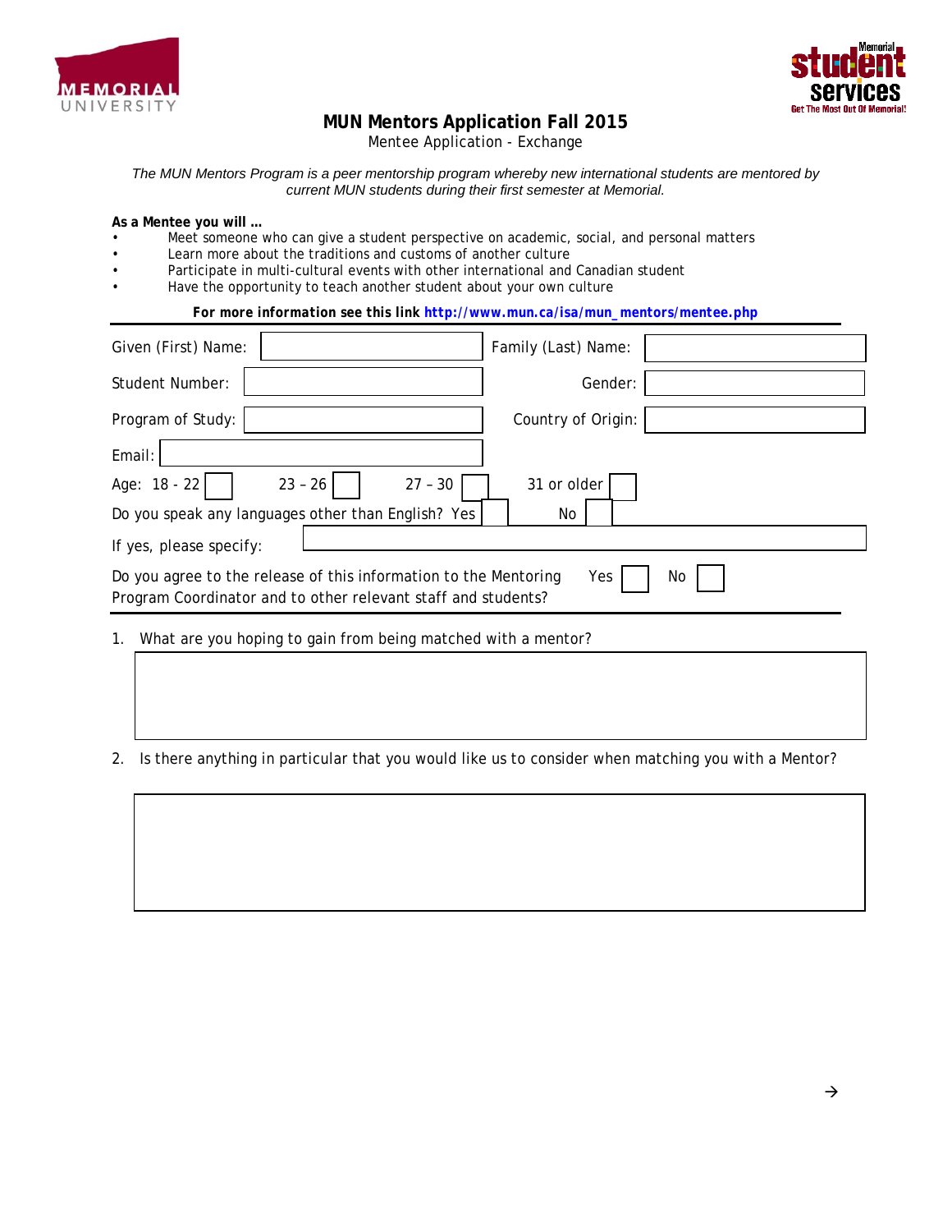# MUN Mentors Application Fall 2015

Mentee Application - Exchange

*The MUN Mentors Program is a peer mentorship program whereby new international students are mentored by current MUN students during their first semester at Memorial.*

**As a Mentee you will …**

- Meet someone who can give a student perspective on academic, social, and personal matters
- Learn more about the traditions and customs of another culture
- Participate in multi-cultural events with other international and Canadian student
- Have the opportunity to teach another student about your own culture

**For more information see this link http://www.mun.ca/isa/mun_mentors/mentee.php**

Given (First) Name: \_\_\_\_\_\_\_\_ Family (Last) Name: \_\_\_\_\_\_\_\_

Student Number: \_\_\_\_\_\_\_\_ Gender: \_\_\_\_\_\_\_\_

Program of Study: \_\_\_\_\_\_\_\_ Country of Origin: \_\_\_\_\_\_\_\_

Email: \_\_\_\_\_\_\_\_

Age: 18 - 22 ☐ 23 – 26 ☐ 27 – 30 ☐ 31 or older ☐

Do you speak any languages other than English? Yes ☐ No ☐

If yes, please specify: \_\_\_\_\_\_\_\_

Do you agree to the release of this information to the Mentoring Program Coordinator and to other relevant staff and students? Yes ☐ No ☐

1. What are you hoping to gain from being matched with a mentor?

2. Is there anything in particular that you would like us to consider when matching you with a Mentor?

→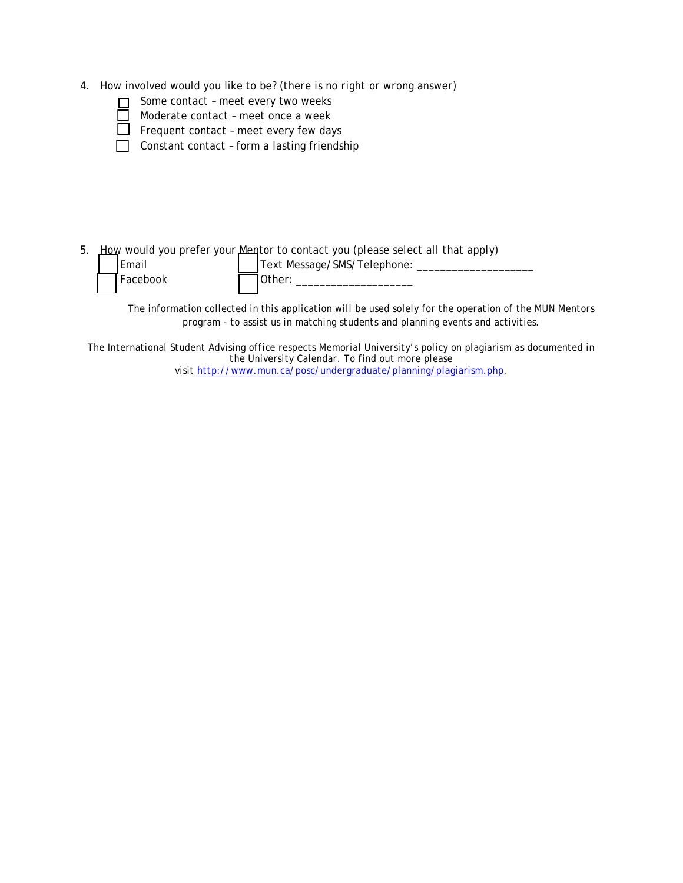4. How involved would you like to be? (there is no right or wrong answer)
   - ☐ Some contact – meet every two weeks
   - ☐ Moderate contact – meet once a week
   - ☐ Frequent contact – meet every few days
   - ☐ Constant contact – form a lasting friendship

5. How would you prefer your Mentor to contact you (please select all that apply)

   ☐ Email ☐ Text Message/SMS/Telephone: ____________________

   ☐ Facebook ☐ Other: ____________________

*The information collected in this application will be used solely for the operation of the MUN Mentors program - to assist us in matching students and planning events and activities.*

The International Student Advising office respects Memorial University's policy on plagiarism as documented in the University Calendar. To find out more please visit [http://www.mun.ca/posc/undergraduate/planning/plagiarism.php](http://www.mun.ca/posc/undergraduate/planning/plagiarism.php).